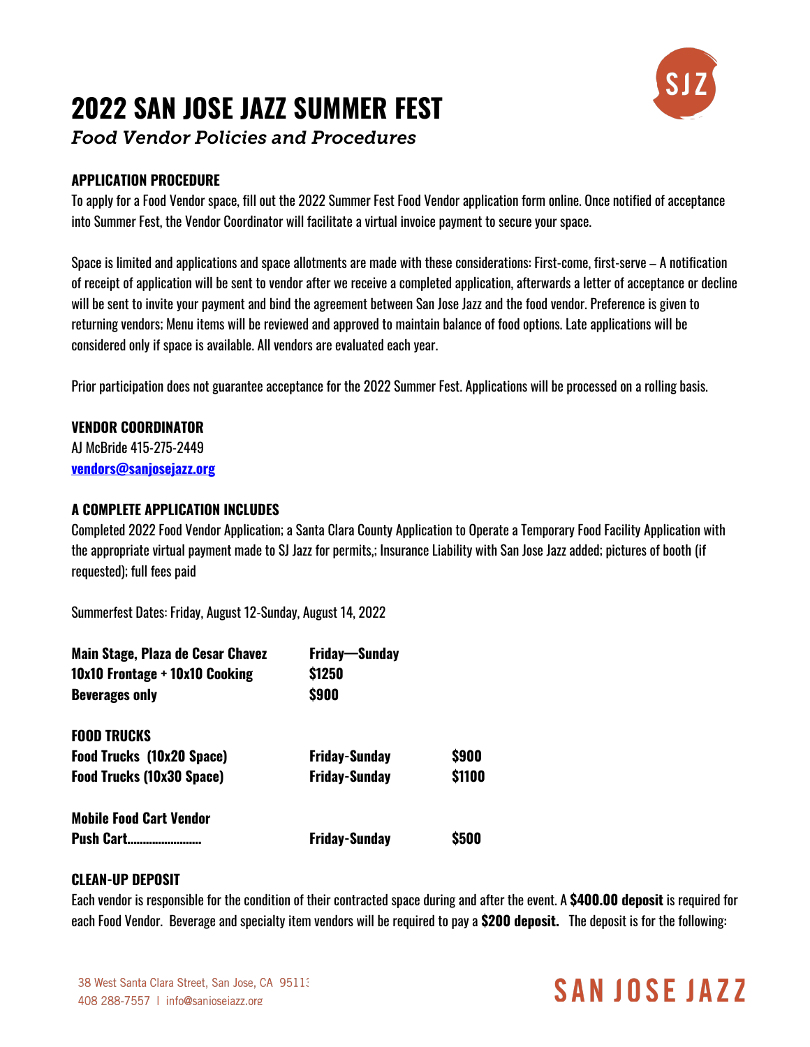# 2022 SAN JOSE JAZZ SUMMER FEST

*Food Vendor Policies and Procedures*

**APPLICATION PROCEDURE**

To apply for a Food Vendor space, fill out the 2022 Summer Fest Food Vendor application form online. Once notified of acceptance into Summer Fest, the Vendor Coordinator will facilitate a virtual invoice payment to secure your space.

Space is limited and applications and space allotments are made with these considerations: First-come, first-serve – A notification of receipt of application will be sent to vendor after we receive a completed application, afterwards a letter of acceptance or decline will be sent to invite your payment and bind the agreement between San Jose Jazz and the food vendor. Preference is given to returning vendors; Menu items will be reviewed and approved to maintain balance of food options. Late applications will be considered only if space is available. All vendors are evaluated each year.

Prior participation does not guarantee acceptance for the 2022 Summer Fest. Applications will be processed on a rolling basis.

**VENDOR COORDINATOR**

AJ McBride 415-275-2449

**vendors@sanjosejazz.org**

**A COMPLETE APPLICATION INCLUDES**

Completed 2022 Food Vendor Application; a Santa Clara County Application to Operate a Temporary Food Facility Application with the appropriate virtual payment made to SJ Jazz for permits,; Insurance Liability with San Jose Jazz added; pictures of booth (if requested); full fees paid

Summerfest Dates: Friday, August 12-Sunday, August 14, 2022

| | | |
|---|---|---|
| **Main Stage, Plaza de Cesar Chavez** | **Friday—Sunday** | |
| **10x10 Frontage + 10x10 Cooking** | **$1250** | |
| **Beverages only** | **$900** | |
| **FOOD TRUCKS** | | |
| **Food Trucks (10x20 Space)** | **Friday-Sunday** | **$900** |
| **Food Trucks (10x30 Space)** | **Friday-Sunday** | **$1100** |
| **Mobile Food Cart Vendor** | | |
| **Push Cart……………………** | **Friday-Sunday** | **$500** |

**CLEAN-UP DEPOSIT**

Each vendor is responsible for the condition of their contracted space during and after the event. A **$400.00 deposit** is required for each Food Vendor. Beverage and specialty item vendors will be required to pay a **$200 deposit.** The deposit is for the following: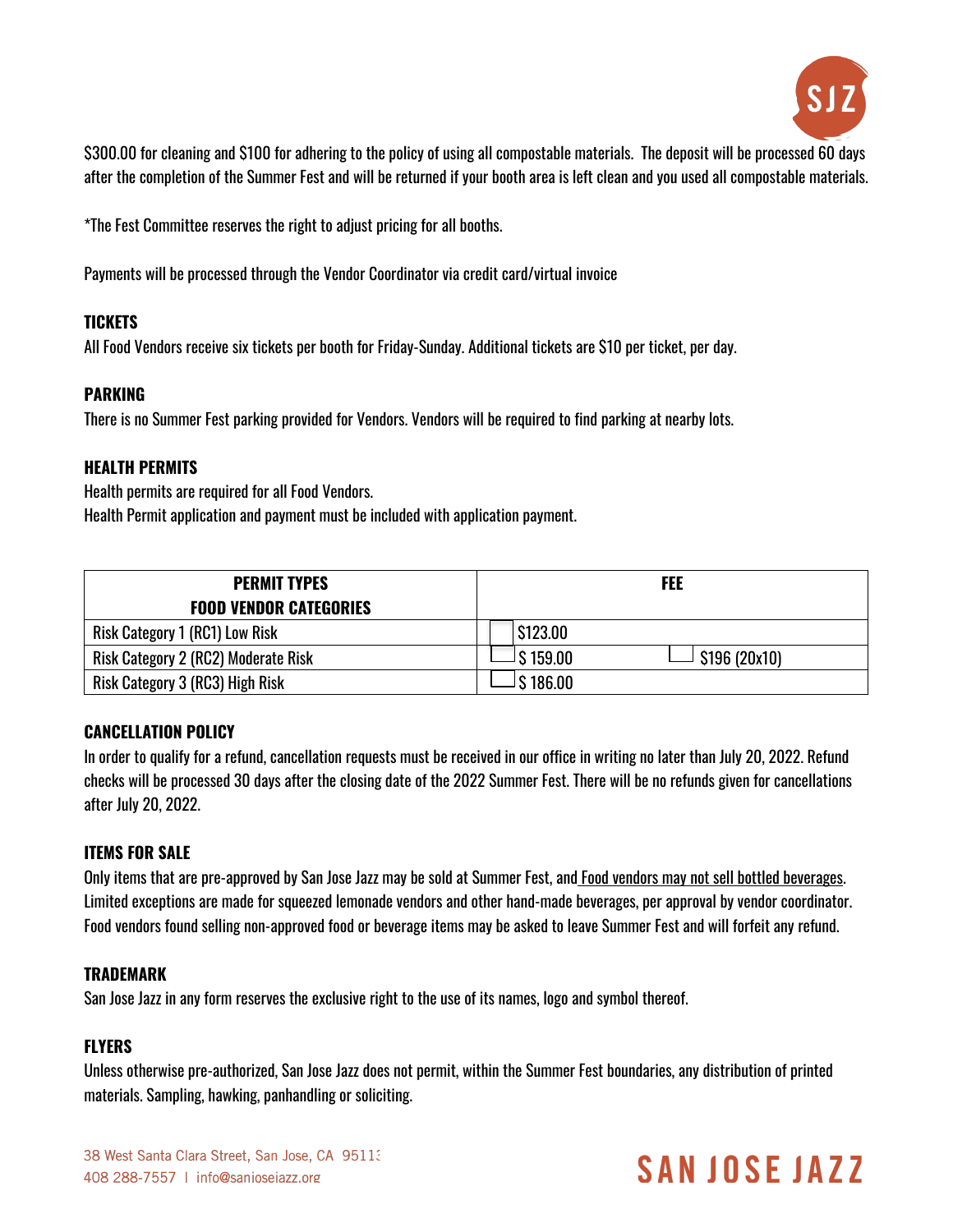$300.00 for cleaning and $100 for adhering to the policy of using all compostable materials. The deposit will be processed 60 days after the completion of the Summer Fest and will be returned if your booth area is left clean and you used all compostable materials.

*The Fest Committee reserves the right to adjust pricing for all booths.

Payments will be processed through the Vendor Coordinator via credit card/virtual invoice

**TICKETS**

All Food Vendors receive six tickets per booth for Friday-Sunday. Additional tickets are $10 per ticket, per day.

**PARKING**

There is no Summer Fest parking provided for Vendors. Vendors will be required to find parking at nearby lots.

**HEALTH PERMITS**

Health permits are required for all Food Vendors.
Health Permit application and payment must be included with application payment.

| PERMIT TYPES<br>FOOD VENDOR CATEGORIES | FEE | |
|---|---|---|
| Risk Category 1 (RC1) Low Risk | ☐ $123.00 | |
| Risk Category 2 (RC2) Moderate Risk | ☐ $ 159.00 | ☐ $196 (20x10) |
| Risk Category 3 (RC3) High Risk | ☐ $ 186.00 | |

**CANCELLATION POLICY**

In order to qualify for a refund, cancellation requests must be received in our office in writing no later than July 20, 2022. Refund checks will be processed 30 days after the closing date of the 2022 Summer Fest. There will be no refunds given for cancellations after July 20, 2022.

**ITEMS FOR SALE**

Only items that are pre-approved by San Jose Jazz may be sold at Summer Fest, and Food vendors may not sell bottled beverages. Limited exceptions are made for squeezed lemonade vendors and other hand-made beverages, per approval by vendor coordinator. Food vendors found selling non-approved food or beverage items may be asked to leave Summer Fest and will forfeit any refund.

**TRADEMARK**

San Jose Jazz in any form reserves the exclusive right to the use of its names, logo and symbol thereof.

**FLYERS**

Unless otherwise pre-authorized, San Jose Jazz does not permit, within the Summer Fest boundaries, any distribution of printed materials. Sampling, hawking, panhandling or soliciting.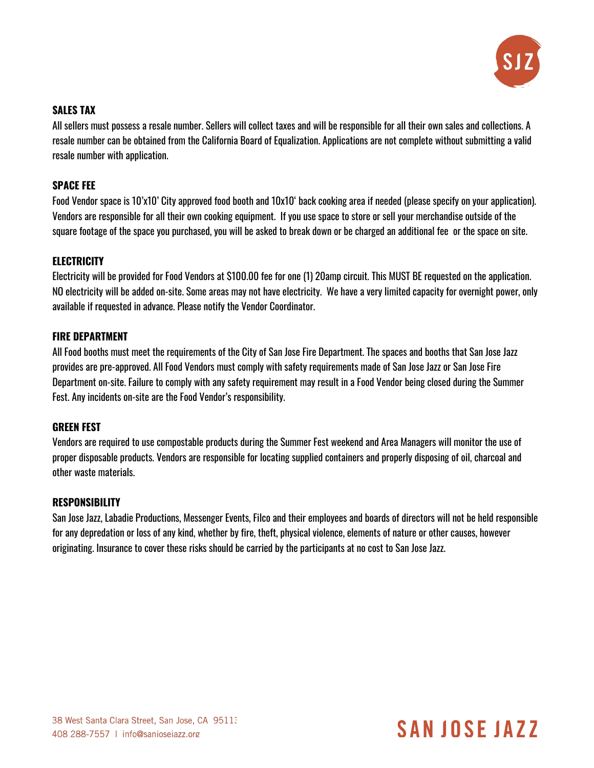## SALES TAX

All sellers must possess a resale number. Sellers will collect taxes and will be responsible for all their own sales and collections. A resale number can be obtained from the California Board of Equalization. Applications are not complete without submitting a valid resale number with application.

## SPACE FEE

Food Vendor space is 10'x10' City approved food booth and 10x10' back cooking area if needed (please specify on your application). Vendors are responsible for all their own cooking equipment. If you use space to store or sell your merchandise outside of the square footage of the space you purchased, you will be asked to break down or be charged an additional fee or the space on site.

## ELECTRICITY

Electricity will be provided for Food Vendors at $100.00 fee for one (1) 20amp circuit. This MUST BE requested on the application. NO electricity will be added on-site. Some areas may not have electricity. We have a very limited capacity for overnight power, only available if requested in advance. Please notify the Vendor Coordinator.

## FIRE DEPARTMENT

All Food booths must meet the requirements of the City of San Jose Fire Department. The spaces and booths that San Jose Jazz provides are pre-approved. All Food Vendors must comply with safety requirements made of San Jose Jazz or San Jose Fire Department on-site. Failure to comply with any safety requirement may result in a Food Vendor being closed during the Summer Fest. Any incidents on-site are the Food Vendor's responsibility.

## GREEN FEST

Vendors are required to use compostable products during the Summer Fest weekend and Area Managers will monitor the use of proper disposable products. Vendors are responsible for locating supplied containers and properly disposing of oil, charcoal and other waste materials.

## RESPONSIBILITY

San Jose Jazz, Labadie Productions, Messenger Events, Filco and their employees and boards of directors will not be held responsible for any depredation or loss of any kind, whether by fire, theft, physical violence, elements of nature or other causes, however originating. Insurance to cover these risks should be carried by the participants at no cost to San Jose Jazz.